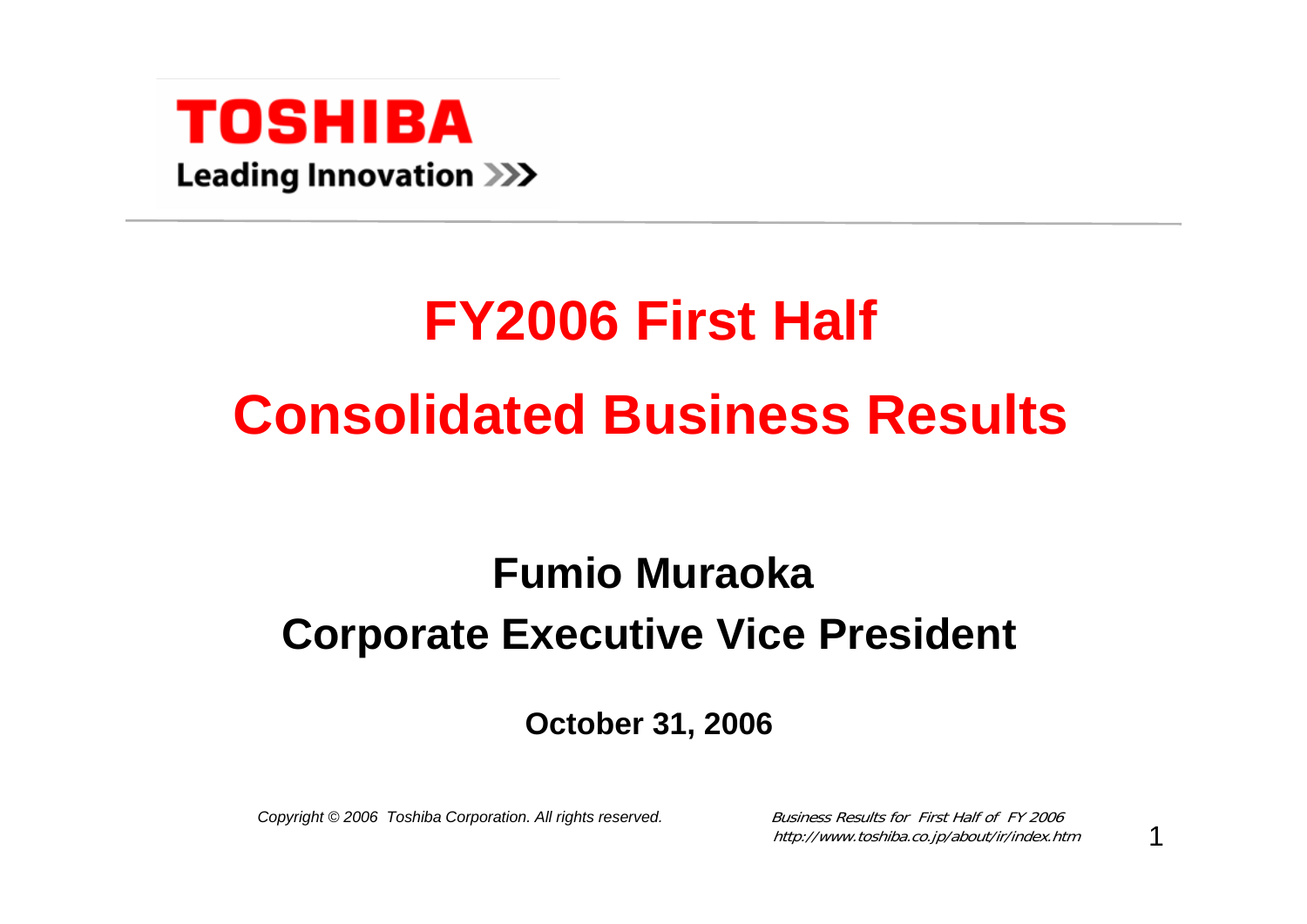**TOSHIBA**

**Leading Innovation >>>**

# FY2006 First Half

# Consolidated Business Results

## Fumio Muraoka

## Corporate Executive Vice President

**October 31, 2006**

*Copyright © 2006 Toshiba Corporation. All rights reserved.*

*Business Results for First Half of FY 2006*
*http://www.toshiba.co.jp/about/ir/index.htm*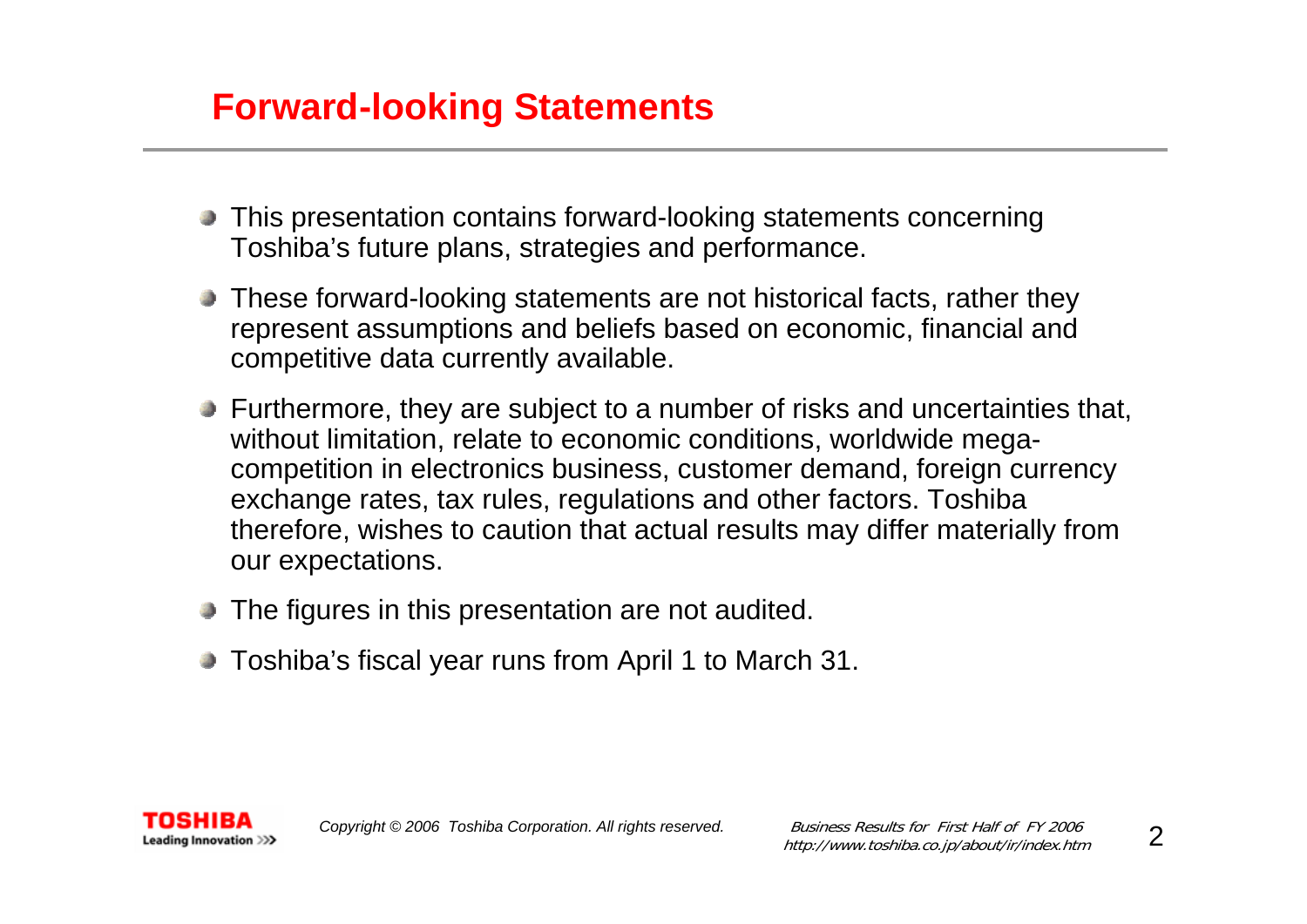## Forward-looking Statements

- This presentation contains forward-looking statements concerning Toshiba's future plans, strategies and performance.
- These forward-looking statements are not historical facts, rather they represent assumptions and beliefs based on economic, financial and competitive data currently available.
- Furthermore, they are subject to a number of risks and uncertainties that, without limitation, relate to economic conditions, worldwide mega-competition in electronics business, customer demand, foreign currency exchange rates, tax rules, regulations and other factors. Toshiba therefore, wishes to caution that actual results may differ materially from our expectations.
- The figures in this presentation are not audited.
- Toshiba's fiscal year runs from April 1 to March 31.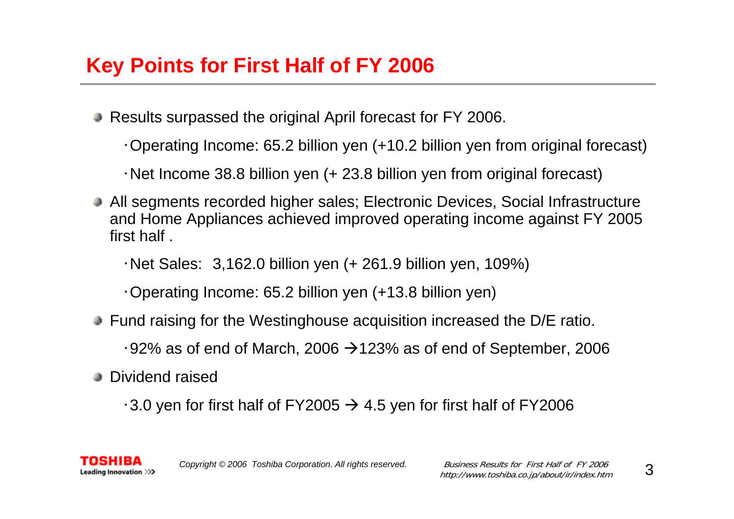## Key Points for First Half of FY 2006

- Results surpassed the original April forecast for FY 2006.
  - ･Operating Income: 65.2 billion yen (+10.2 billion yen from original forecast)
  - ･Net Income 38.8 billion yen (+ 23.8 billion yen from original forecast)
- All segments recorded higher sales; Electronic Devices, Social Infrastructure and Home Appliances achieved improved operating income against FY 2005 first half .
  - ･Net Sales: 3,162.0 billion yen (+ 261.9 billion yen, 109%)
  - ･Operating Income: 65.2 billion yen (+13.8 billion yen)
- Fund raising for the Westinghouse acquisition increased the D/E ratio.
  - ･92% as of end of March, 2006 → 123% as of end of September, 2006
- Dividend raised
  - ･3.0 yen for first half of FY2005 → 4.5 yen for first half of FY2006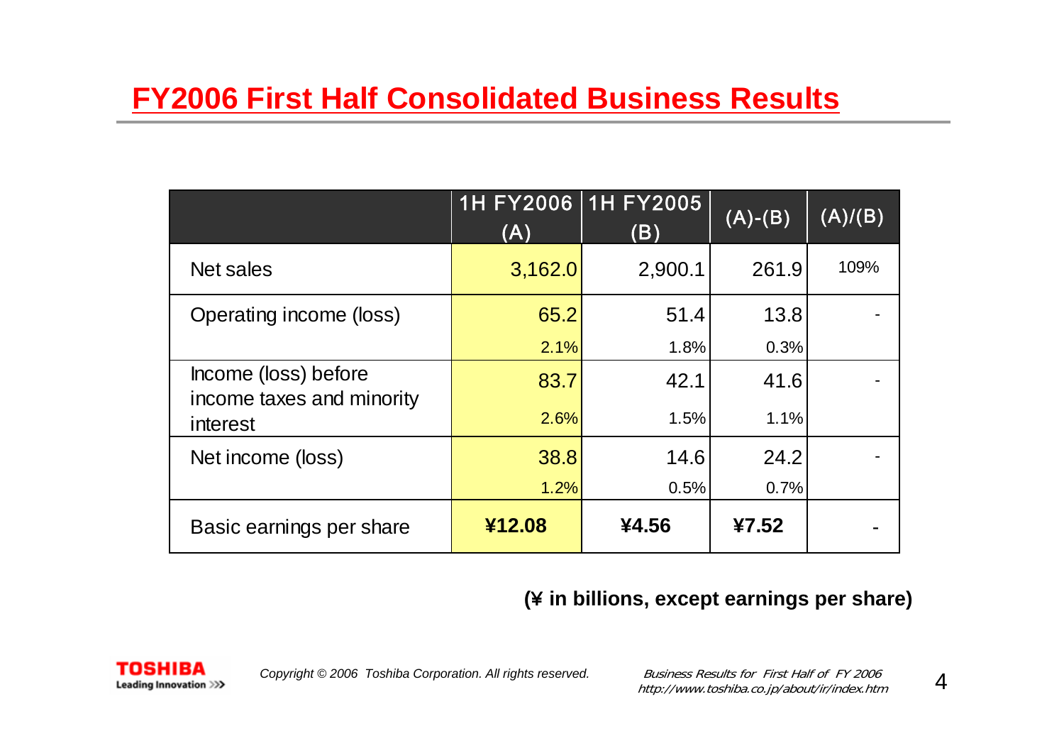# FY2006 First Half Consolidated Business Results

| | 1H FY2006 (A) | 1H FY2005 (B) | (A)-(B) | (A)/(B) |
|---|---|---|---|---|
| Net sales | 3,162.0 | 2,900.1 | 261.9 | 109% |
| Operating income (loss) | 65.2 | 51.4 | 13.8 | - |
| | 2.1% | 1.8% | 0.3% | |
| Income (loss) before income taxes and minority interest | 83.7 | 42.1 | 41.6 | - |
| | 2.6% | 1.5% | 1.1% | |
| Net income (loss) | 38.8 | 14.6 | 24.2 | - |
| | 1.2% | 0.5% | 0.7% | |
| Basic earnings per share | **¥12.08** | **¥4.56** | **¥7.52** | - |

**(¥ in billions, except earnings per share)**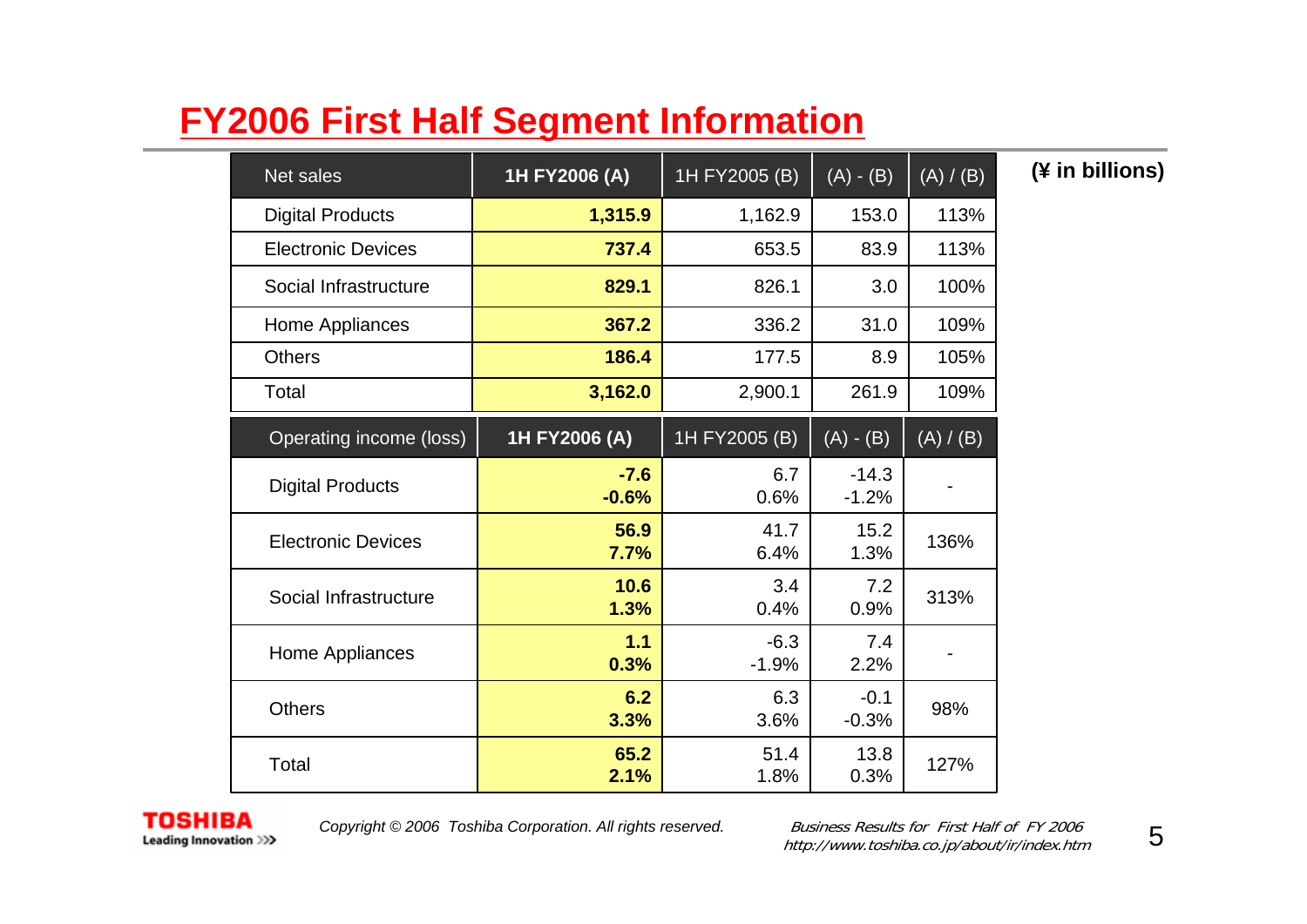# FY2006 First Half Segment Information

(¥ in billions)

| Net sales | 1H FY2006 (A) | 1H FY2005 (B) | (A) - (B) | (A) / (B) |
|---|---|---|---|---|
| Digital Products | **1,315.9** | 1,162.9 | 153.0 | 113% |
| Electronic Devices | **737.4** | 653.5 | 83.9 | 113% |
| Social Infrastructure | **829.1** | 826.1 | 3.0 | 100% |
| Home Appliances | **367.2** | 336.2 | 31.0 | 109% |
| Others | **186.4** | 177.5 | 8.9 | 105% |
| Total | **3,162.0** | 2,900.1 | 261.9 | 109% |

| Operating income (loss) | 1H FY2006 (A) | 1H FY2005 (B) | (A) - (B) | (A) / (B) |
|---|---|---|---|---|
| Digital Products | **-7.6**<br>**-0.6%** | 6.7<br>0.6% | -14.3<br>-1.2% | - |
| Electronic Devices | **56.9**<br>**7.7%** | 41.7<br>6.4% | 15.2<br>1.3% | 136% |
| Social Infrastructure | **10.6**<br>**1.3%** | 3.4<br>0.4% | 7.2<br>0.9% | 313% |
| Home Appliances | **1.1**<br>**0.3%** | -6.3<br>-1.9% | 7.4<br>2.2% | - |
| Others | **6.2**<br>**3.3%** | 6.3<br>3.6% | -0.1<br>-0.3% | 98% |
| Total | **65.2**<br>**2.1%** | 51.4<br>1.8% | 13.8<br>0.3% | 127% |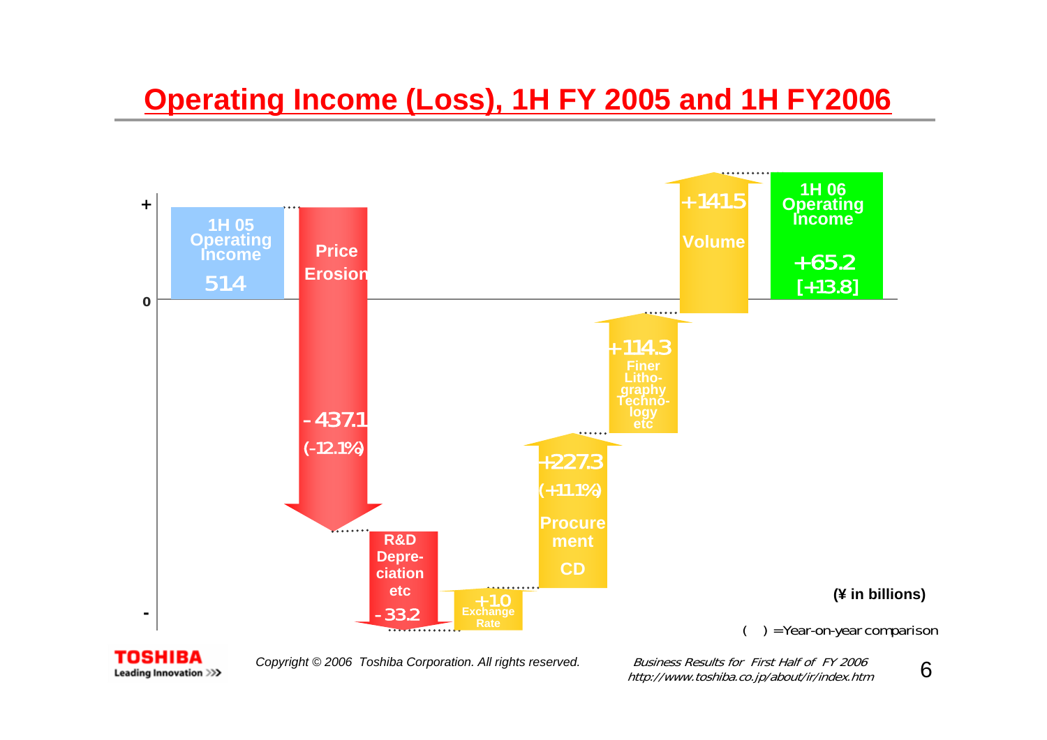# Operating Income (Loss), 1H FY 2005 and 1H FY2006

+

0

-

1H 05 Operating Income

51.4

Price Erosion

-437.1

(-12.1%)

R&D Depre-ciation etc

-33.2

+1.0

Exchange Rate

+227.3

(+11.1%)

Procure ment

CD

+114.3

Finer Litho-graphy Techno-logy etc

+141.5

Volume

1H 06 Operating Income

+65.2

[+13.8]

(¥ in billions)

( ) =Year-on-year comparison

Copyright © 2006 Toshiba Corporation. All rights reserved.

*Business Results for First Half of FY 2006*
*http://www.toshiba.co.jp/about/ir/index.htm*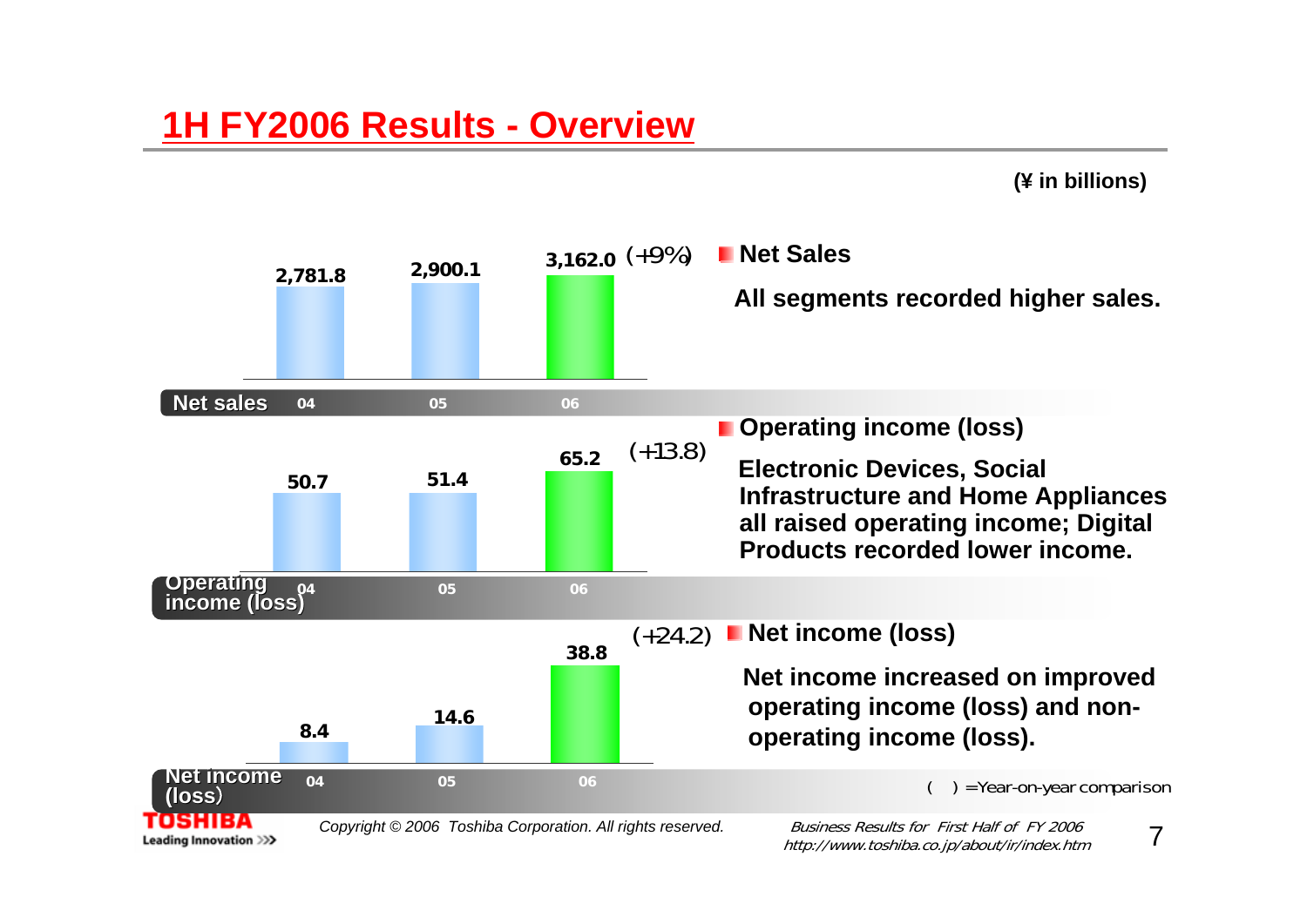# 1H FY2006 Results - Overview

**(¥ in billions)**

| | 04 | 05 | 06 | YoY |
|---|---|---|---|---|
| Net sales | 2,781.8 | 2,900.1 | 3,162.0 | (+9%) |
| Operating income (loss) | 50.7 | 51.4 | 65.2 | (+13.8) |
| Net income (loss) | 8.4 | 14.6 | 38.8 | (+24.2) |

**Net Sales**

**All segments recorded higher sales.**

**Operating income (loss)**

**Electronic Devices, Social Infrastructure and Home Appliances all raised operating income; Digital Products recorded lower income.**

**Net income (loss)**

**Net income increased on improved operating income (loss) and non-operating income (loss).**

( ) =Year-on-year comparison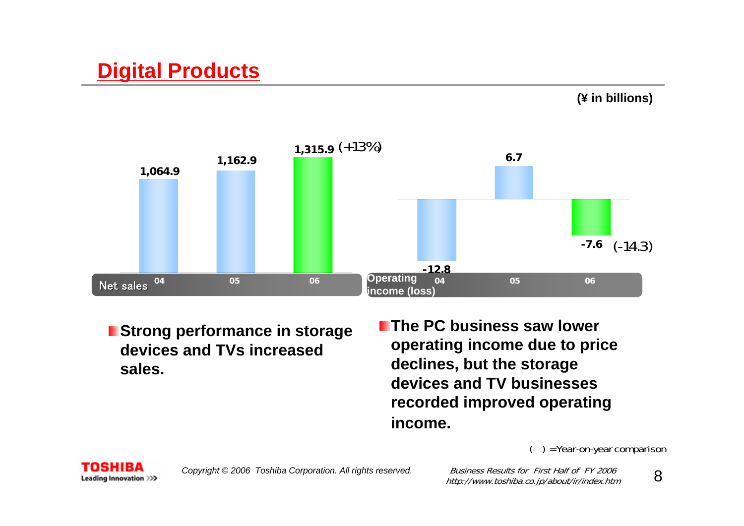# Digital Products

(¥ in billions)

| Net sales | 04 | 05 | 06 |
|---|---|---|---|
| | 1,064.9 | 1,162.9 | 1,315.9 (+13%) |

| Operating income (loss) | 04 | 05 | 06 |
|---|---|---|---|
| | -12.8 | 6.7 | -7.6 (-14.3) |

- **Strong performance in storage devices and TVs increased sales.**
- **The PC business saw lower operating income due to price declines, but the storage devices and TV businesses recorded improved operating income.**

( ) =Year-on-year comparison

*Copyright © 2006 Toshiba Corporation. All rights reserved.*

*Business Results for First Half of FY 2006*
*http://www.toshiba.co.jp/about/ir/index.htm*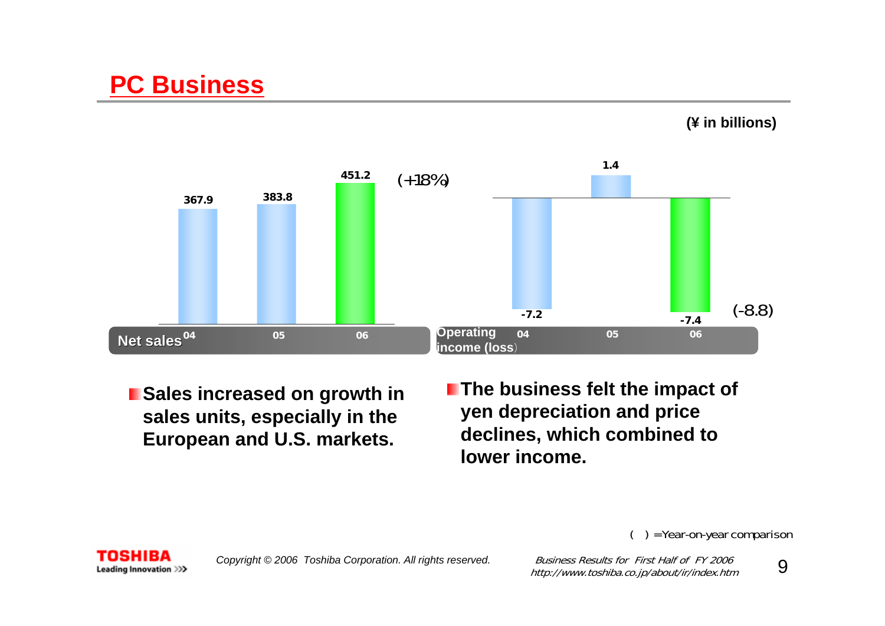# PC Business

(¥ in billions)

| Net sales | 04 | 05 | 06 |
|---|---|---|---|
| | 367.9 | 383.8 | 451.2 (+18%) |

| Operating income (loss) | 04 | 05 | 06 |
|---|---|---|---|
| | -7.2 | 1.4 | -7.4 (-8.8) |

- **Sales increased on growth in sales units, especially in the European and U.S. markets.**
- **The business felt the impact of yen depreciation and price declines, which combined to lower income.**

( ) =Year-on-year comparison

*Copyright © 2006 Toshiba Corporation. All rights reserved.*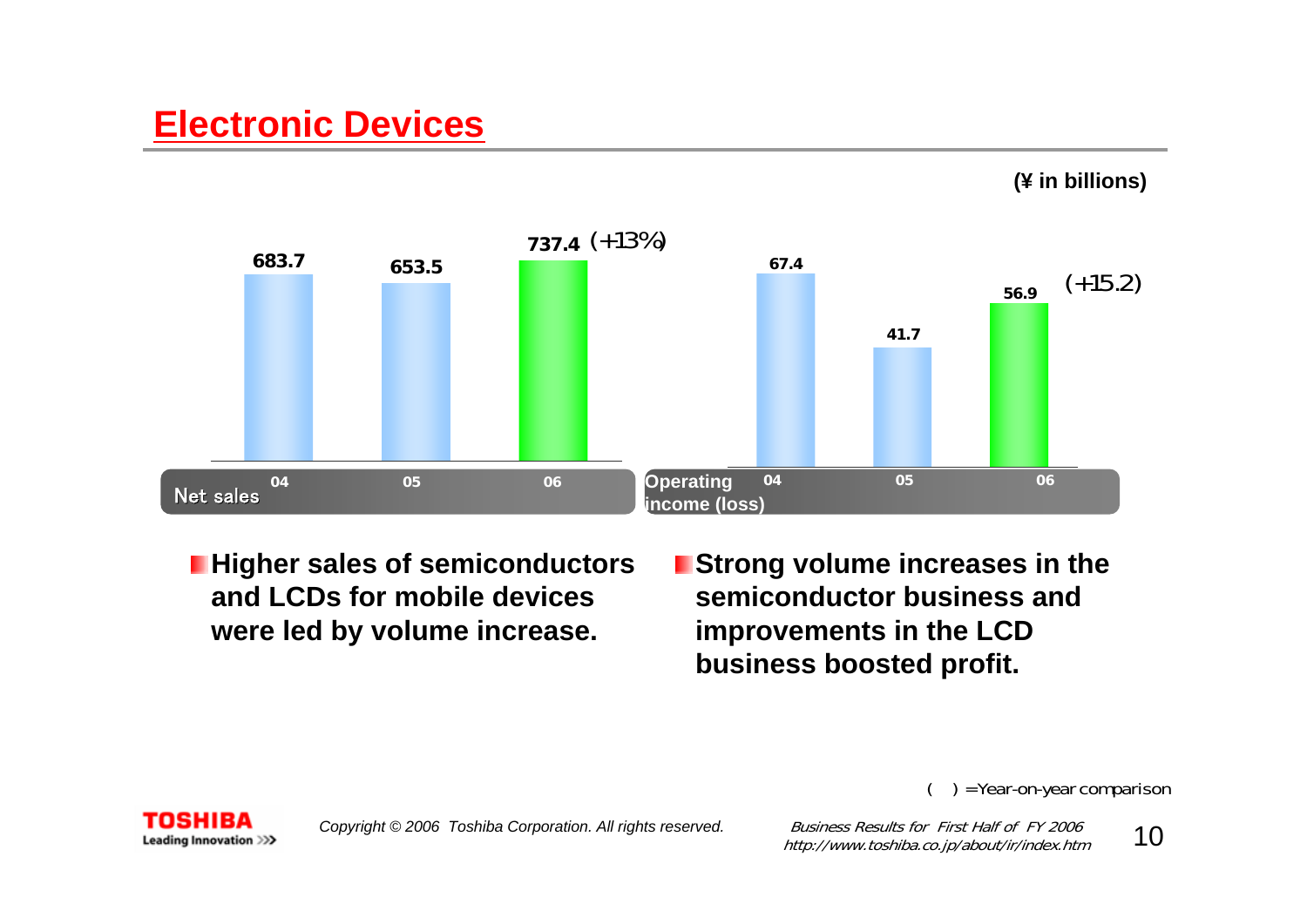# Electronic Devices

**(¥ in billions)**

| Net sales | 04 | 05 | 06 |
|---|---|---|---|
| | 683.7 | 653.5 | 737.4 (+13%) |

| Operating income (loss) | 04 | 05 | 06 |
|---|---|---|---|
| | 67.4 | 41.7 | 56.9 (+15.2) |

- **Higher sales of semiconductors and LCDs for mobile devices were led by volume increase.**
- **Strong volume increases in the semiconductor business and improvements in the LCD business boosted profit.**

( ) =Year-on-year comparison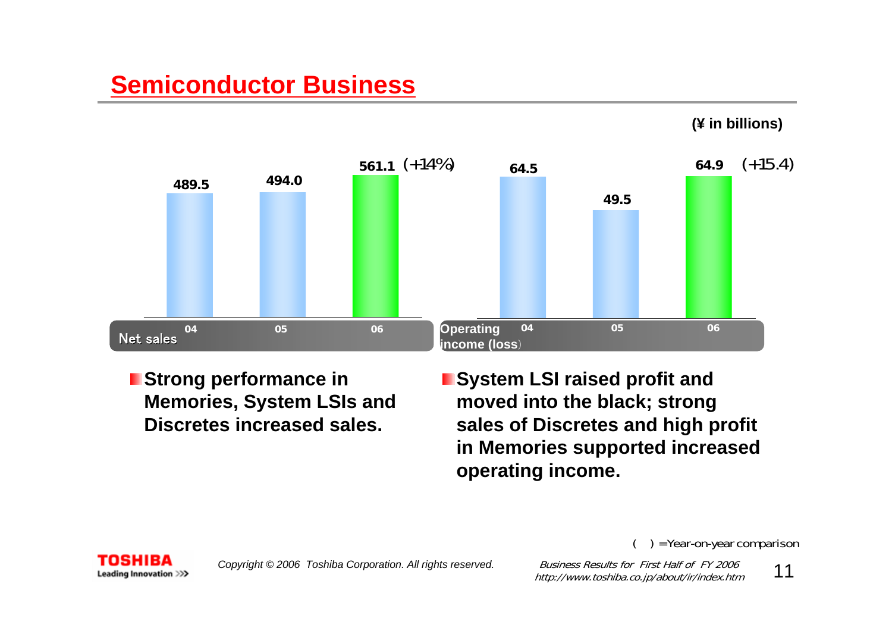# Semiconductor Business

(¥ in billions)

| Net sales | 04 | 05 | 06 |
|---|---|---|---|
| | 489.5 | 494.0 | 561.1 (+14%) |

| Operating income (loss) | 04 | 05 | 06 |
|---|---|---|---|
| | 64.5 | 49.5 | 64.9 (+15.4) |

- **Strong performance in Memories, System LSIs and Discretes increased sales.**
- **System LSI raised profit and moved into the black; strong sales of Discretes and high profit in Memories supported increased operating income.**

( ) =Year-on-year comparison

Copyright © 2006 Toshiba Corporation. All rights reserved.

Business Results for First Half of FY 2006
http://www.toshiba.co.jp/about/ir/index.htm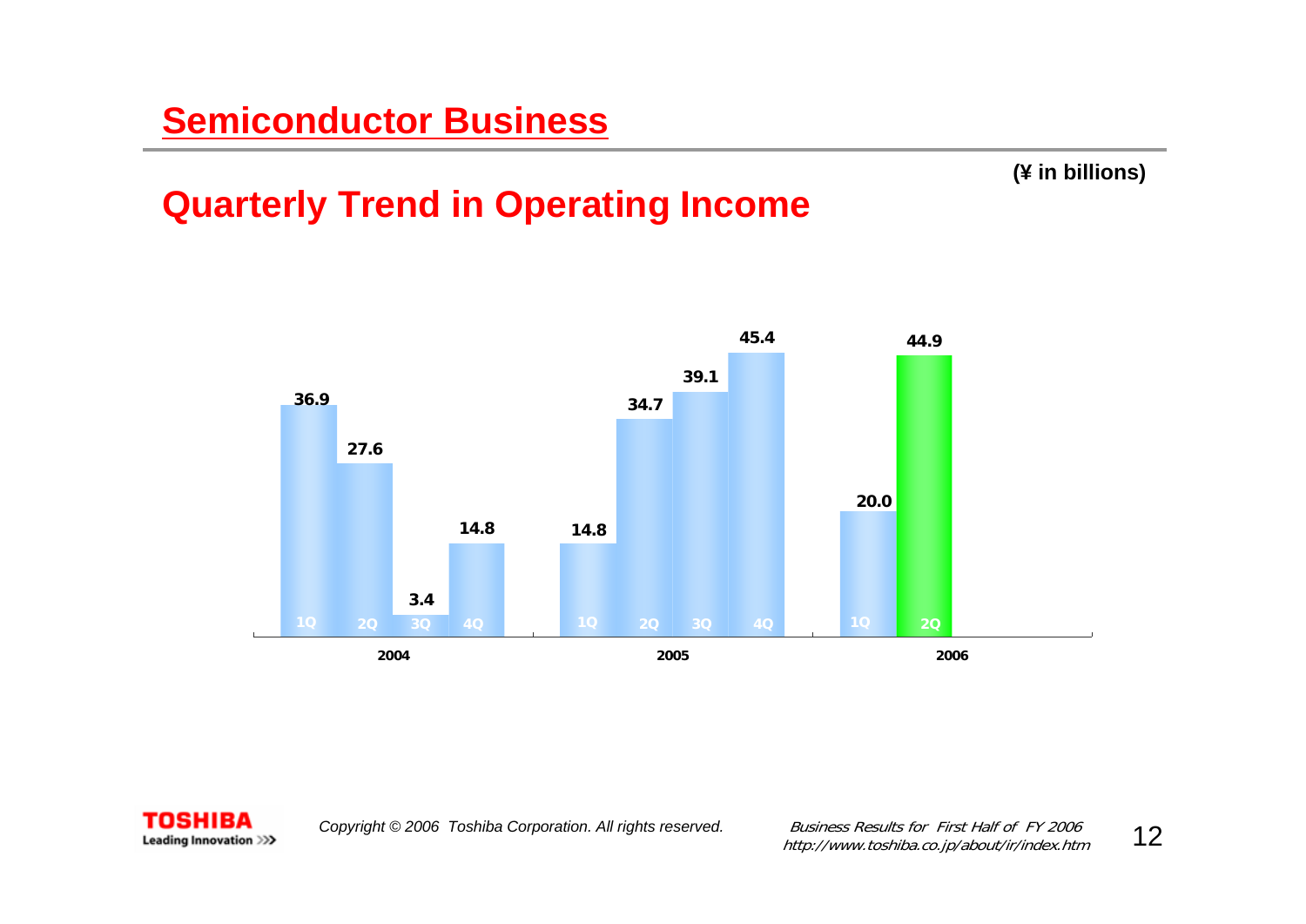# Semiconductor Business

(¥ in billions)

## Quarterly Trend in Operating Income

| Year | 1Q | 2Q | 3Q | 4Q |
|---|---|---|---|---|
| 2004 | 36.9 | 27.6 | 3.4 | 14.8 |
| 2005 | 14.8 | 34.7 | 39.1 | 45.4 |
| 2006 | 20.0 | 44.9 | | |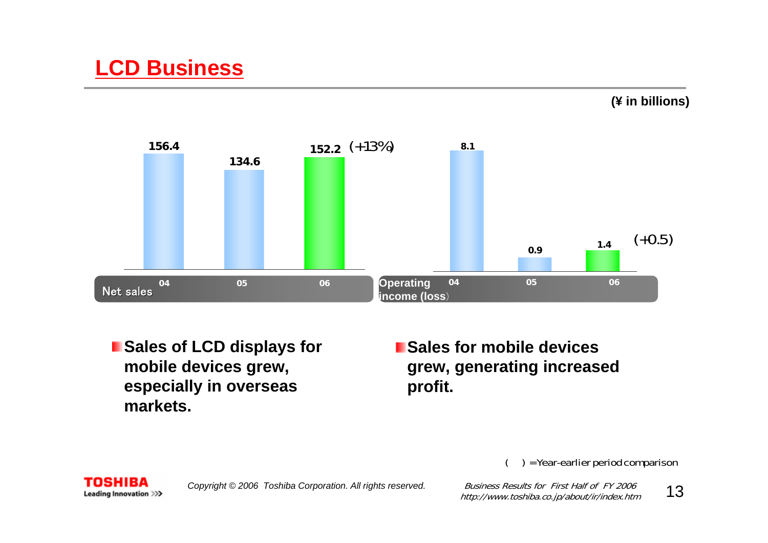# LCD Business

(¥ in billions)

**Net sales**

| | 04 | 05 | 06 |
|---|---|---|---|
| Net sales | 156.4 | 134.6 | 152.2 (+13%) |

**Operating income (loss)**

| | 04 | 05 | 06 |
|---|---|---|---|
| Operating income (loss) | 8.1 | 0.9 | 1.4 (+0.5) |

- **Sales of LCD displays for mobile devices grew, especially in overseas markets.**
- **Sales for mobile devices grew, generating increased profit.**

( ) =Year-earlier period comparison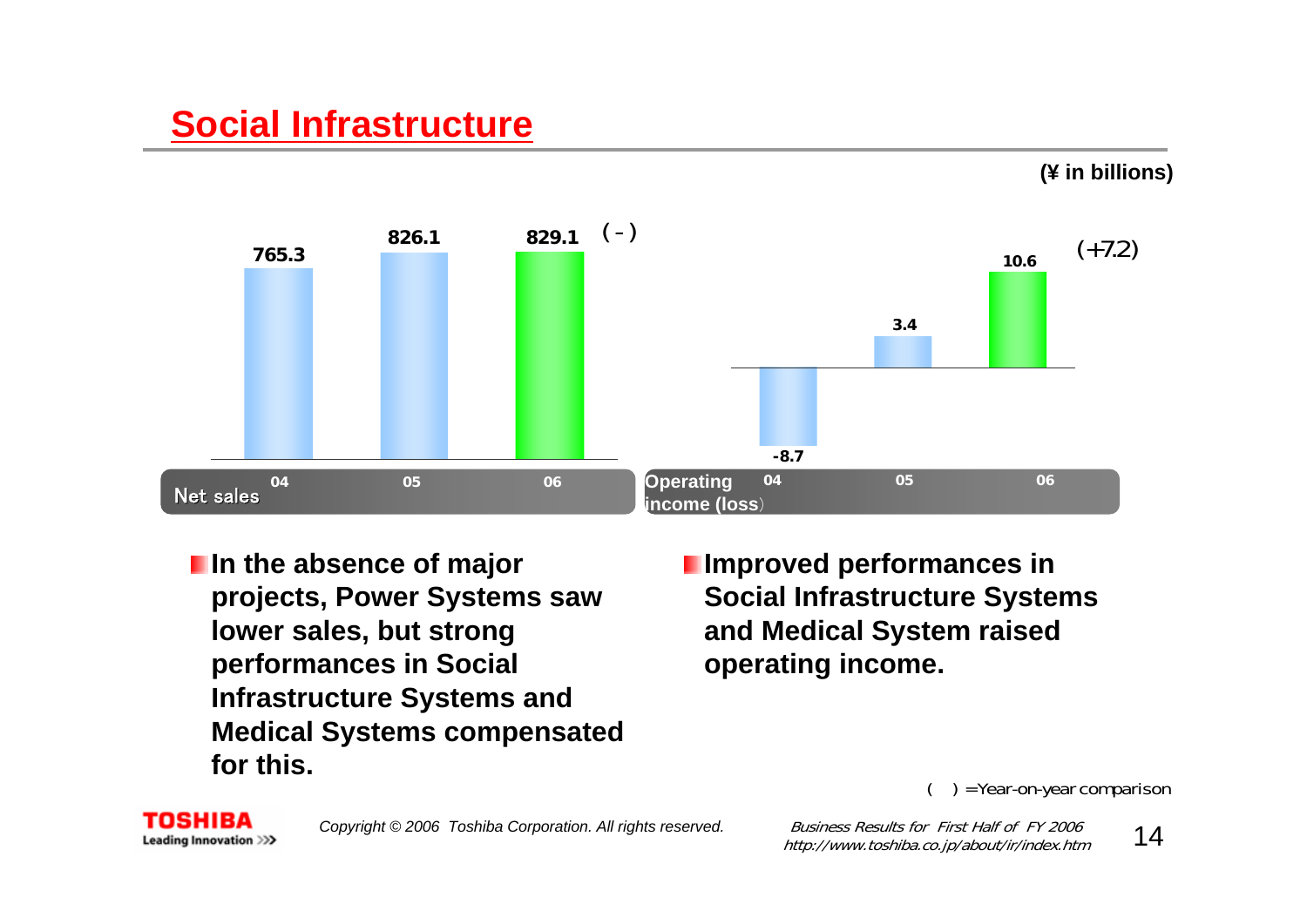# Social Infrastructure

(¥ in billions)

| Net sales | 04 | 05 | 06 |
|---|---|---|---|
| | 765.3 | 826.1 | 829.1 ( - ) |

| Operating income (loss) | 04 | 05 | 06 |
|---|---|---|---|
| | -8.7 | 3.4 | 10.6 (+7.2) |

- **In the absence of major projects, Power Systems saw lower sales, but strong performances in Social Infrastructure Systems and Medical Systems compensated for this.**
- **Improved performances in Social Infrastructure Systems and Medical System raised operating income.**

( ) =Year-on-year comparison

Copyright © 2006 Toshiba Corporation. All rights reserved.

*Business Results for First Half of FY 2006*
*http://www.toshiba.co.jp/about/ir/index.htm*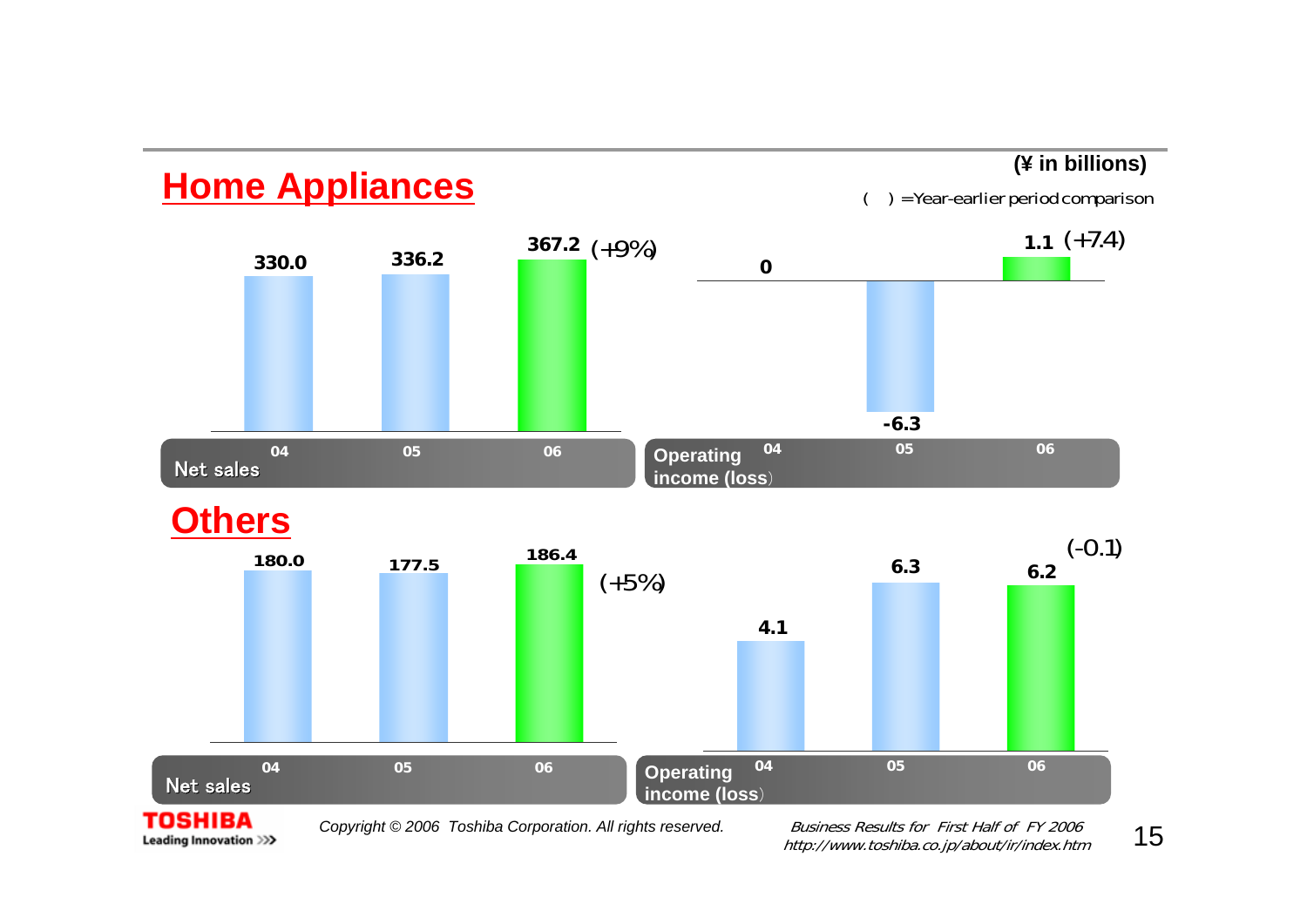## Home Appliances

(¥ in billions)

( ) =Year-earlier period comparison

**Net sales**

| | 04 | 05 | 06 |
|---|---|---|---|
| Net sales | 330.0 | 336.2 | 367.2 (+9%) |

**Operating income (loss)**

| | 04 | 05 | 06 |
|---|---|---|---|
| Operating income (loss) | 0 | -6.3 | 1.1 (+7.4) |

## Others

**Net sales**

| | 04 | 05 | 06 |
|---|---|---|---|
| Net sales | 180.0 | 177.5 | 186.4 (+5%) |

**Operating income (loss)**

| | 04 | 05 | 06 |
|---|---|---|---|
| Operating income (loss) | 4.1 | 6.3 | 6.2 (-0.1) |

TOSHIBA Leading Innovation >>>

*Copyright © 2006 Toshiba Corporation. All rights reserved.*

*Business Results for First Half of FY 2006*
*http://www.toshiba.co.jp/about/ir/index.htm*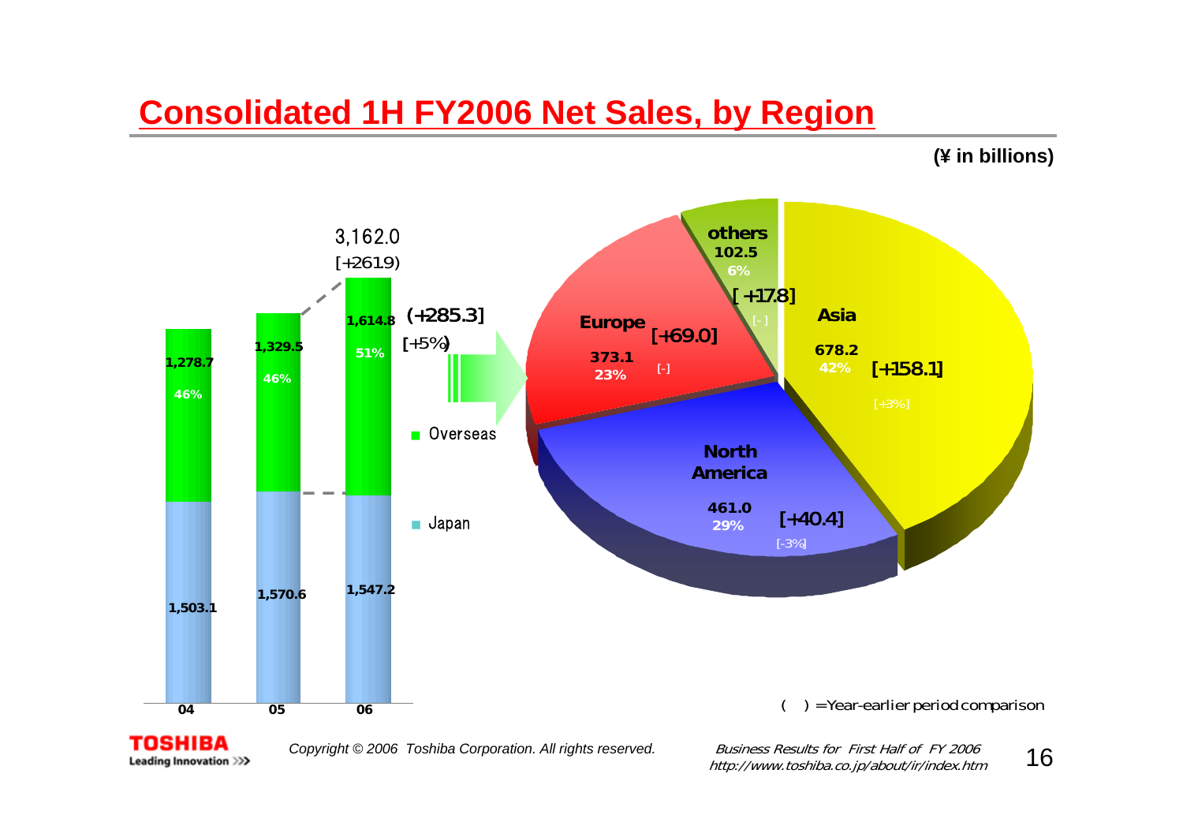# Consolidated 1H FY2006 Net Sales, by Region

(¥ in billions)

| | 04 | 05 | 06 |
|---|---|---|---|
| Overseas | 1,278.7 (46%) | 1,329.5 (46%) | 1,614.8 (51%) |
| Japan | 1,503.1 | 1,570.6 | 1,547.2 |
| Total | | | 3,162.0 [+261.9) |

Overseas: (+285.3] [+5%)

| Region | Net Sales | Share | Change | |
|---|---|---|---|---|
| Asia | 678.2 | 42% | [+158.1] | [+3%] |
| North America | 461.0 | 29% | [+40.4] | [-3%] |
| Europe | 373.1 | 23% | [+69.0] | [-] |
| others | 102.5 | 6% | [+17.8] | [-] |

( ) =Year-earlier period comparison

Copyright © 2006 Toshiba Corporation. All rights reserved.

*Business Results for First Half of FY 2006*
*http://www.toshiba.co.jp/about/ir/index.htm*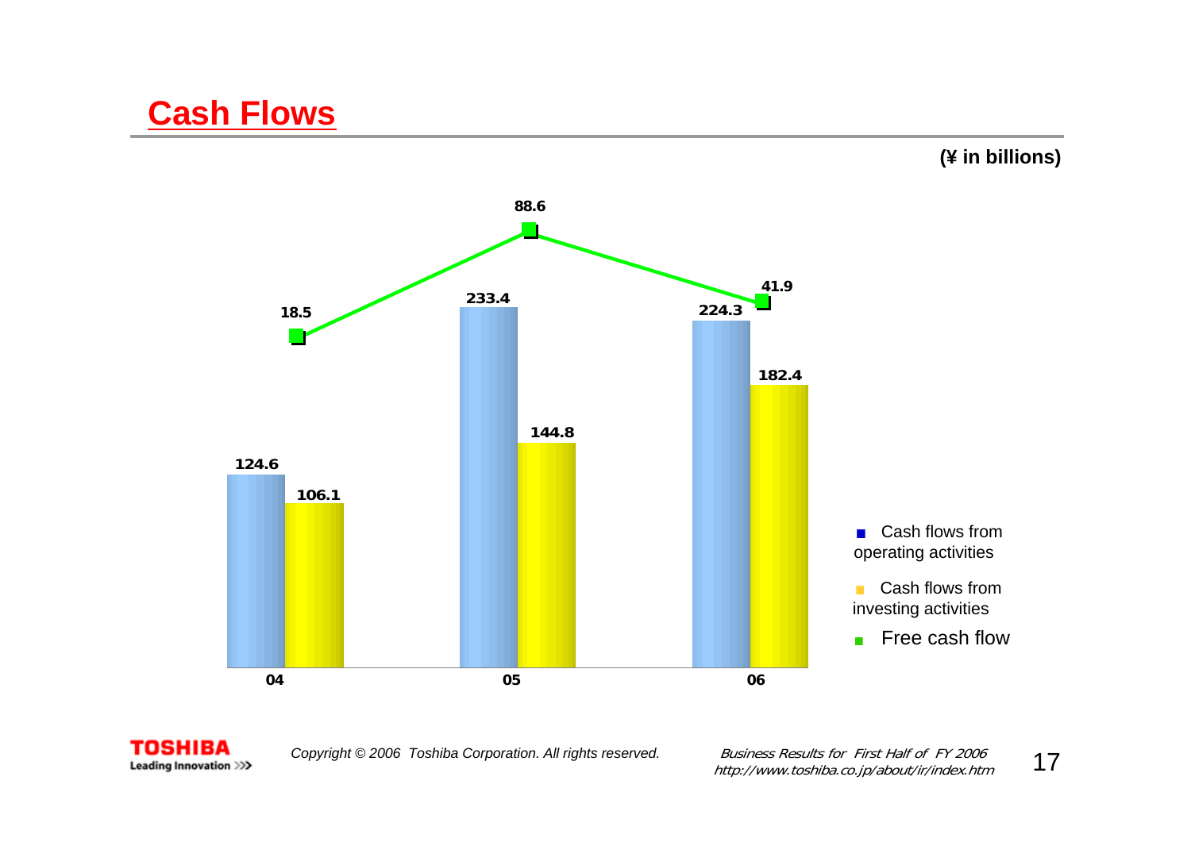# Cash Flows

(¥ in billions)

| | 04 | 05 | 06 |
|---|---|---|---|
| Cash flows from operating activities | 124.6 | 233.4 | 224.3 |
| Cash flows from investing activities | 106.1 | 144.8 | 182.4 |
| Free cash flow | 18.5 | 88.6 | 41.9 |

Copyright © 2006 Toshiba Corporation. All rights reserved.

*Business Results for First Half of FY 2006*
*http://www.toshiba.co.jp/about/ir/index.htm*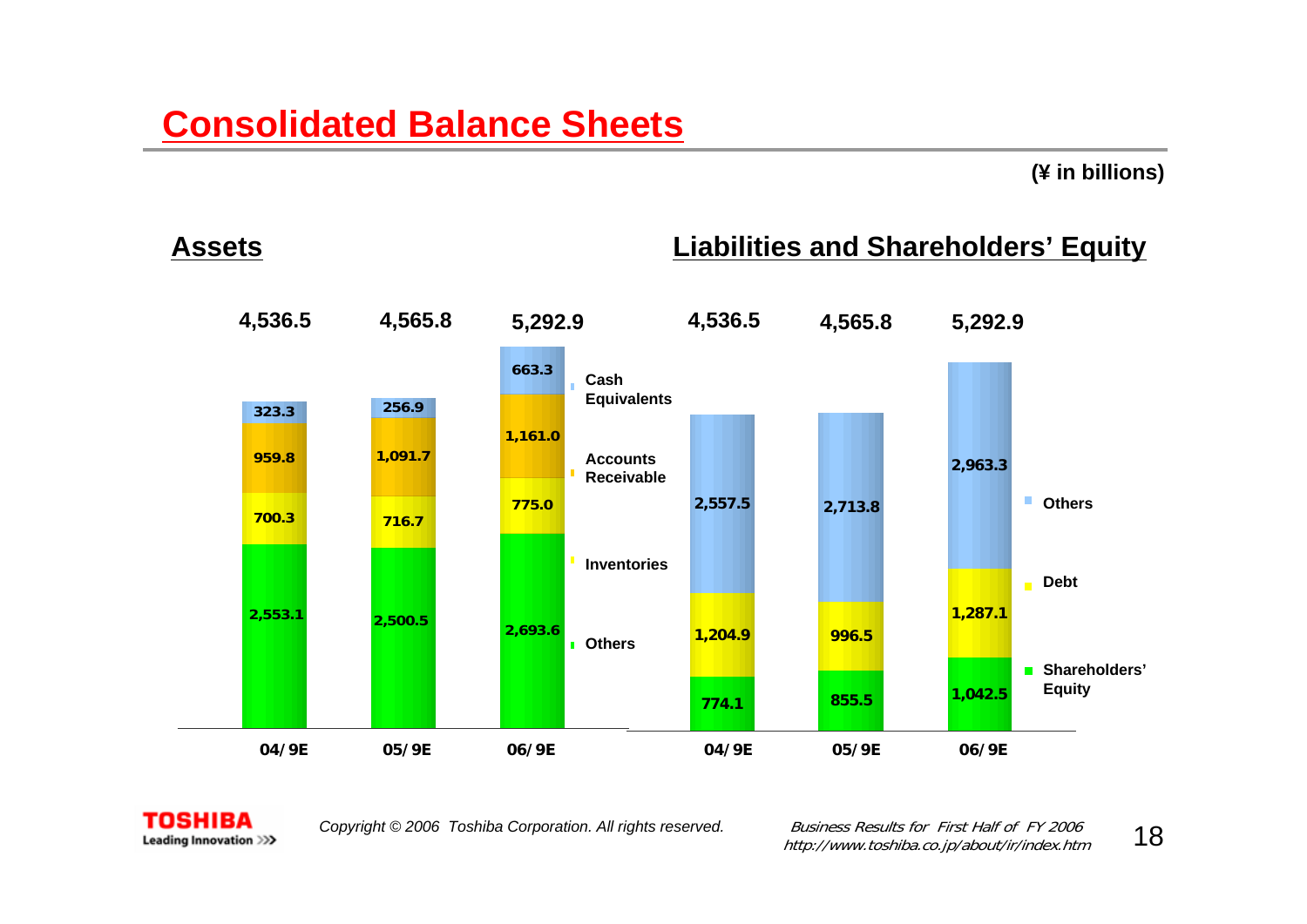# Consolidated Balance Sheets

(¥ in billions)

## Assets

| | 04/9E | 05/9E | 06/9E |
|---|---|---|---|
| Cash Equivalents | 323.3 | 256.9 | 663.3 |
| Accounts Receivable | 959.8 | 1,091.7 | 1,161.0 |
| Inventories | 700.3 | 716.7 | 775.0 |
| Others | 2,553.1 | 2,500.5 | 2,693.6 |
| Total | 4,536.5 | 4,565.8 | 5,292.9 |

## Liabilities and Shareholders' Equity

| | 04/9E | 05/9E | 06/9E |
|---|---|---|---|
| Others | 2,557.5 | 2,713.8 | 2,963.3 |
| Debt | 1,204.9 | 996.5 | 1,287.1 |
| Shareholders' Equity | 774.1 | 855.5 | 1,042.5 |
| Total | 4,536.5 | 4,565.8 | 5,292.9 |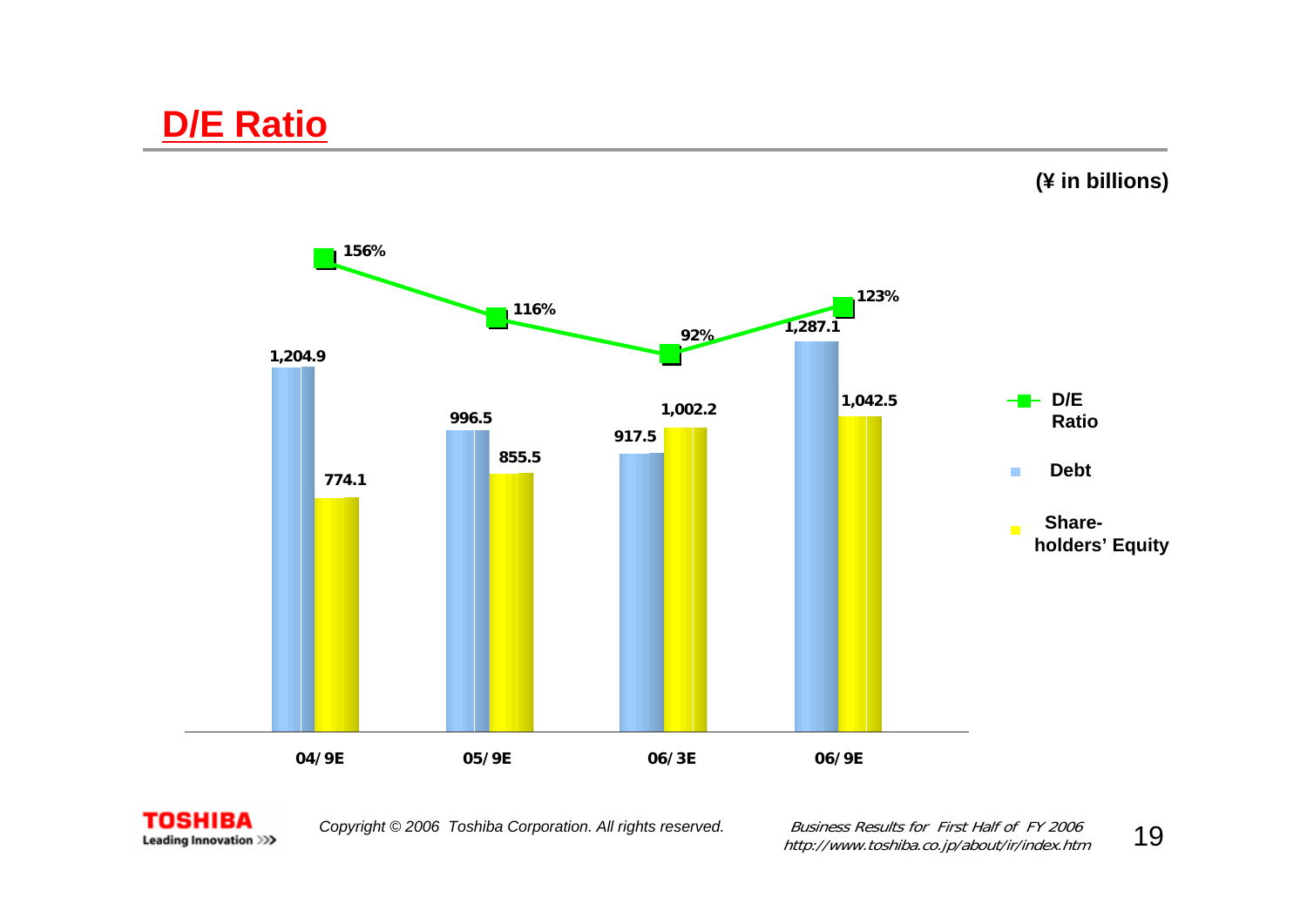# D/E Ratio

(¥ in billions)

| | 04/9E | 05/9E | 06/3E | 06/9E |
|---|---|---|---|---|
| Debt | 1,204.9 | 996.5 | 917.5 | 1,287.1 |
| Shareholders' Equity | 774.1 | 855.5 | 1,002.2 | 1,042.5 |
| D/E Ratio | 156% | 116% | 92% | 123% |

Copyright © 2006 Toshiba Corporation. All rights reserved.

*Business Results for First Half of FY 2006*
*http://www.toshiba.co.jp/about/ir/index.htm*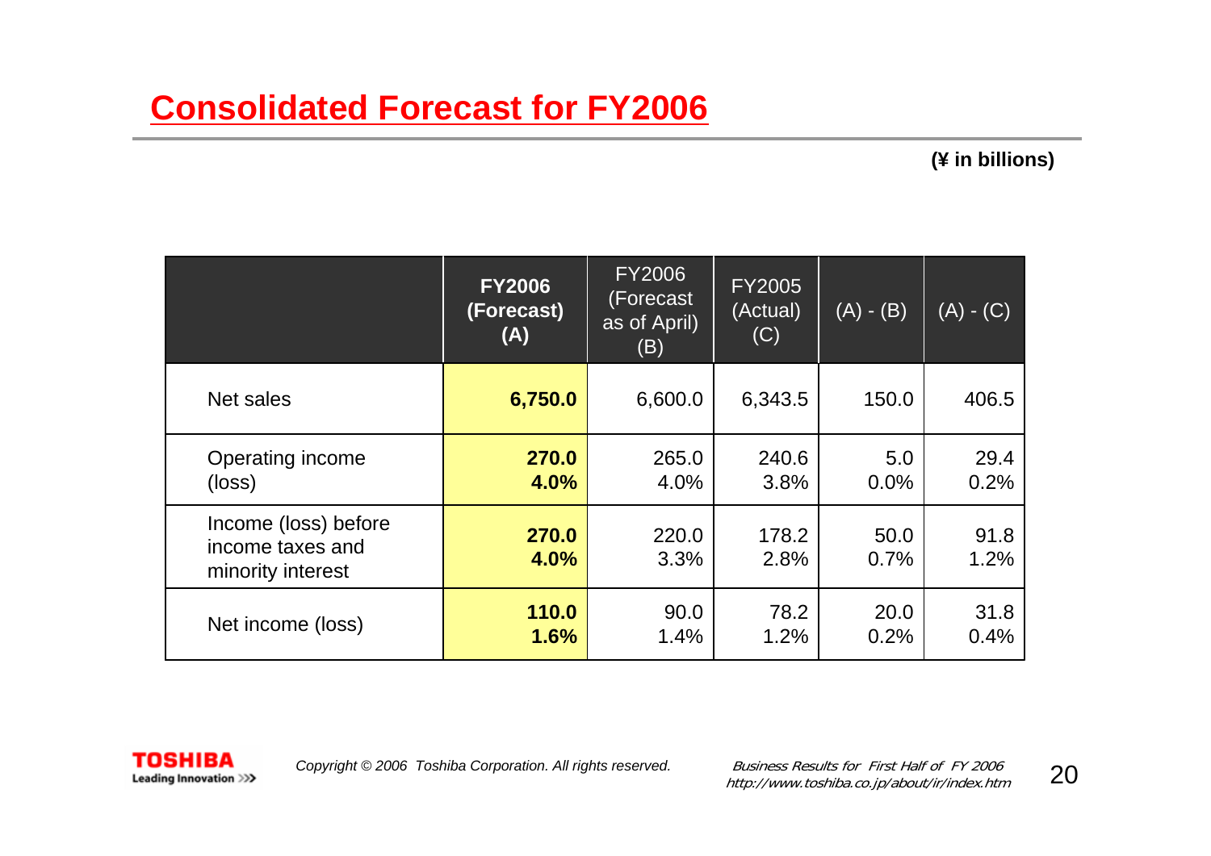# Consolidated Forecast for FY2006

**(¥ in billions)**

| | **FY2006 (Forecast) (A)** | FY2006 (Forecast as of April) (B) | FY2005 (Actual) (C) | (A) - (B) | (A) - (C) |
|---|---|---|---|---|---|
| Net sales | **6,750.0** | 6,600.0 | 6,343.5 | 150.0 | 406.5 |
| Operating income (loss) | **270.0**<br>**4.0%** | 265.0<br>4.0% | 240.6<br>3.8% | 5.0<br>0.0% | 29.4<br>0.2% |
| Income (loss) before income taxes and minority interest | **270.0**<br>**4.0%** | 220.0<br>3.3% | 178.2<br>2.8% | 50.0<br>0.7% | 91.8<br>1.2% |
| Net income (loss) | **110.0**<br>**1.6%** | 90.0<br>1.4% | 78.2<br>1.2% | 20.0<br>0.2% | 31.8<br>0.4% |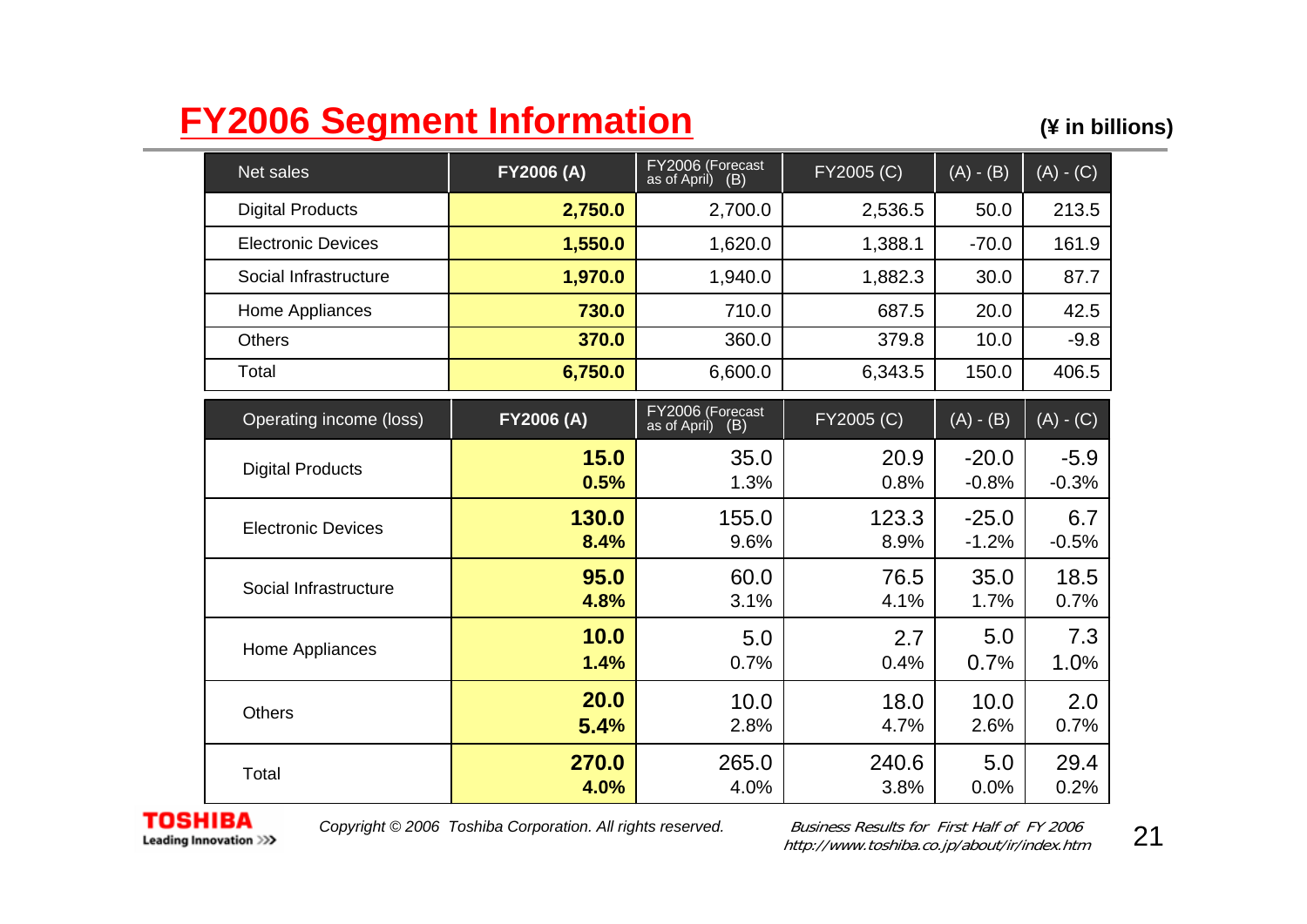# FY2006 Segment Information

**(¥ in billions)**

| Net sales | FY2006 (A) | FY2006 (Forecast as of April) (B) | FY2005 (C) | (A) - (B) | (A) - (C) |
|---|---|---|---|---|---|
| Digital Products | **2,750.0** | 2,700.0 | 2,536.5 | 50.0 | 213.5 |
| Electronic Devices | **1,550.0** | 1,620.0 | 1,388.1 | -70.0 | 161.9 |
| Social Infrastructure | **1,970.0** | 1,940.0 | 1,882.3 | 30.0 | 87.7 |
| Home Appliances | **730.0** | 710.0 | 687.5 | 20.0 | 42.5 |
| Others | **370.0** | 360.0 | 379.8 | 10.0 | -9.8 |
| Total | **6,750.0** | 6,600.0 | 6,343.5 | 150.0 | 406.5 |

| Operating income (loss) | FY2006 (A) | FY2006 (Forecast as of April) (B) | FY2005 (C) | (A) - (B) | (A) - (C) |
|---|---|---|---|---|---|
| Digital Products | **15.0** | 35.0 | 20.9 | -20.0 | -5.9 |
| | **0.5%** | 1.3% | 0.8% | -0.8% | -0.3% |
| Electronic Devices | **130.0** | 155.0 | 123.3 | -25.0 | 6.7 |
| | **8.4%** | 9.6% | 8.9% | -1.2% | -0.5% |
| Social Infrastructure | **95.0** | 60.0 | 76.5 | 35.0 | 18.5 |
| | **4.8%** | 3.1% | 4.1% | 1.7% | 0.7% |
| Home Appliances | **10.0** | 5.0 | 2.7 | 5.0 | 7.3 |
| | **1.4%** | 0.7% | 0.4% | 0.7% | 1.0% |
| Others | **20.0** | 10.0 | 18.0 | 10.0 | 2.0 |
| | **5.4%** | 2.8% | 4.7% | 2.6% | 0.7% |
| Total | **270.0** | 265.0 | 240.6 | 5.0 | 29.4 |
| | **4.0%** | 4.0% | 3.8% | 0.0% | 0.2% |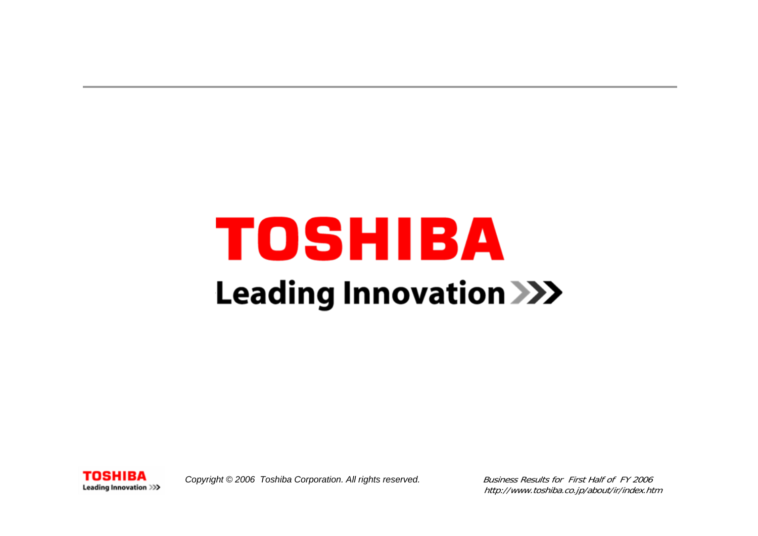# TOSHIBA

**Leading Innovation >>>**